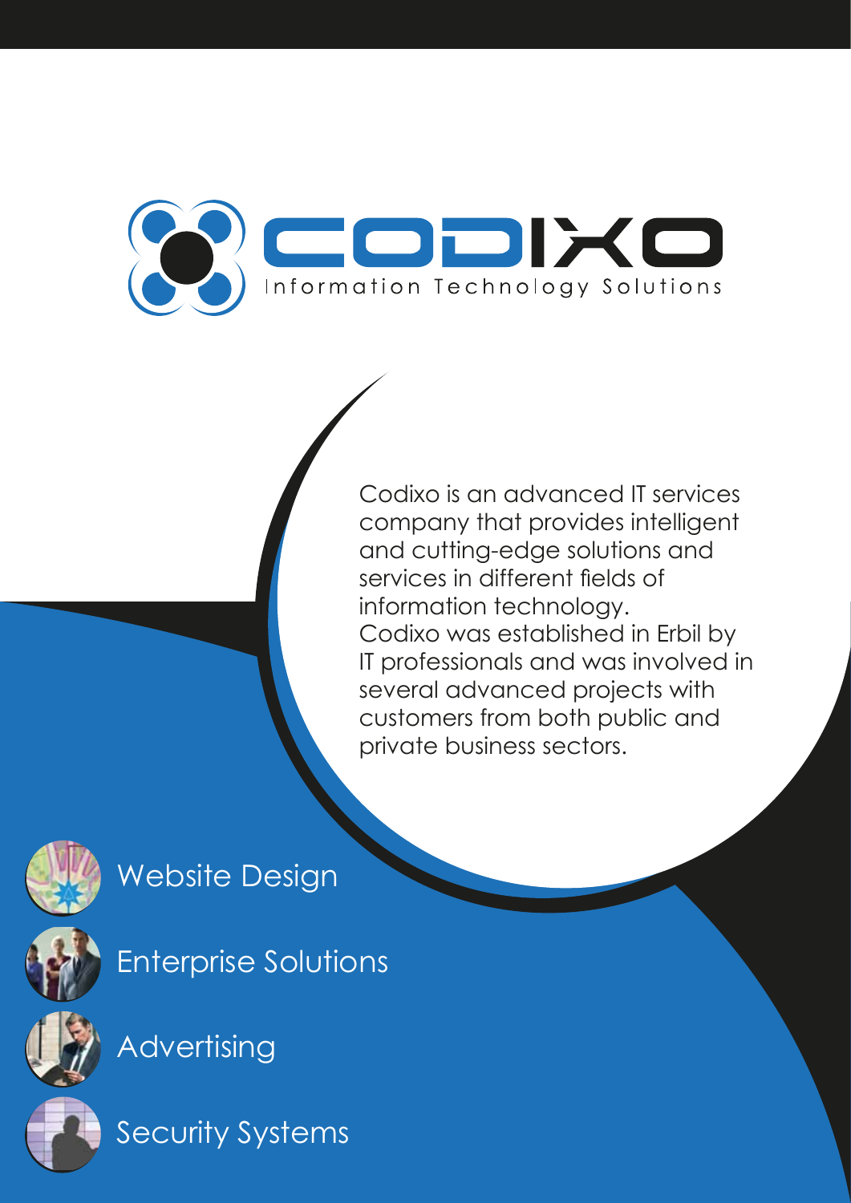# CODIXO

Information Technology Solutions

Codixo is an advanced IT services company that provides intelligent and cutting-edge solutions and services in different fields of information technology.
Codixo was established in Erbil by IT professionals and was involved in several advanced projects with customers from both public and private business sectors.

- Website Design
- Enterprise Solutions
- Advertising
- Security Systems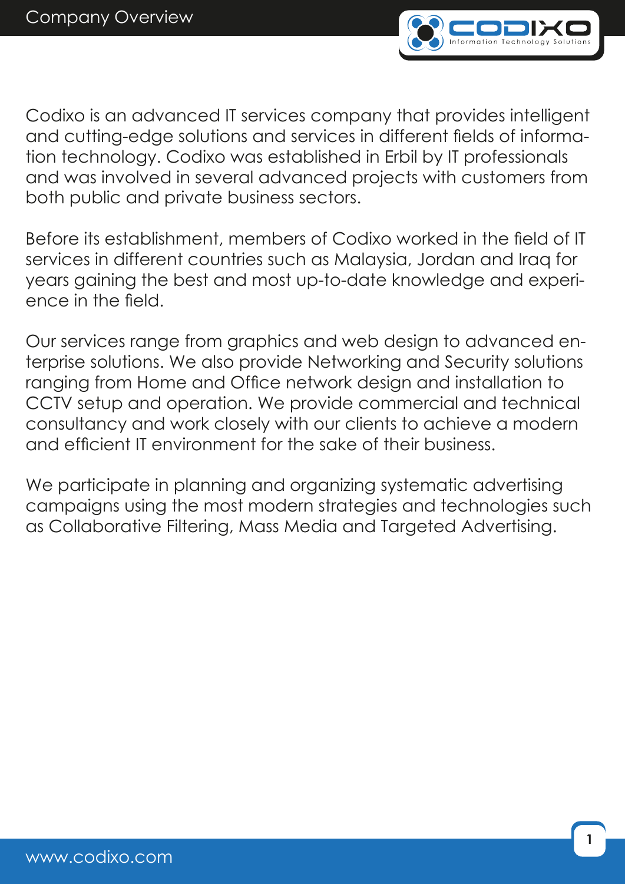# Company Overview

Codixo is an advanced IT services company that provides intelligent and cutting-edge solutions and services in different fields of information technology. Codixo was established in Erbil by IT professionals and was involved in several advanced projects with customers from both public and private business sectors.

Before its establishment, members of Codixo worked in the field of IT services in different countries such as Malaysia, Jordan and Iraq for years gaining the best and most up-to-date knowledge and experience in the field.

Our services range from graphics and web design to advanced enterprise solutions. We also provide Networking and Security solutions ranging from Home and Office network design and installation to CCTV setup and operation. We provide commercial and technical consultancy and work closely with our clients to achieve a modern and efficient IT environment for the sake of their business.

We participate in planning and organizing systematic advertising campaigns using the most modern strategies and technologies such as Collaborative Filtering, Mass Media and Targeted Advertising.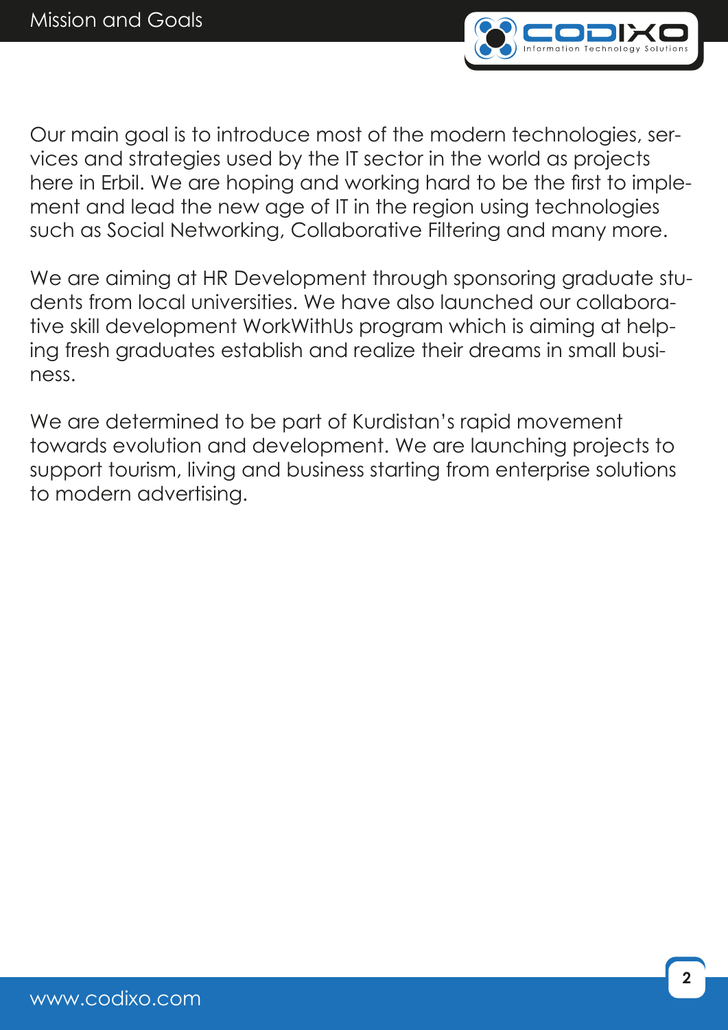# Mission and Goals

Our main goal is to introduce most of the modern technologies, services and strategies used by the IT sector in the world as projects here in Erbil. We are hoping and working hard to be the first to implement and lead the new age of IT in the region using technologies such as Social Networking, Collaborative Filtering and many more.

We are aiming at HR Development through sponsoring graduate students from local universities. We have also launched our collaborative skill development WorkWithUs program which is aiming at helping fresh graduates establish and realize their dreams in small business.

We are determined to be part of Kurdistan's rapid movement towards evolution and development. We are launching projects to support tourism, living and business starting from enterprise solutions to modern advertising.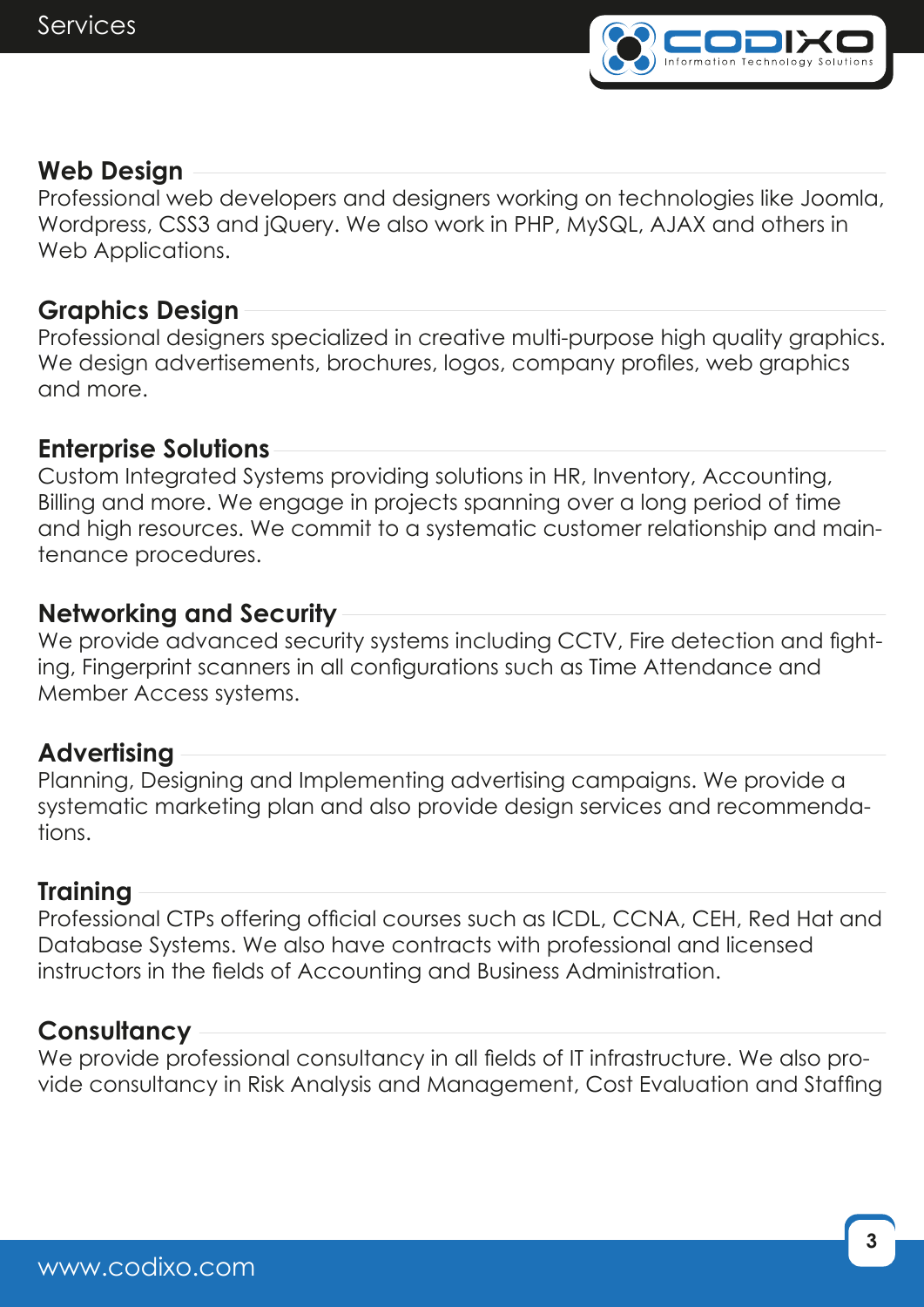# Services

## Web Design

Professional web developers and designers working on technologies like Joomla, Wordpress, CSS3 and jQuery. We also work in PHP, MySQL, AJAX and others in Web Applications.

## Graphics Design

Professional designers specialized in creative multi-purpose high quality graphics. We design advertisements, brochures, logos, company profiles, web graphics and more.

## Enterprise Solutions

Custom Integrated Systems providing solutions in HR, Inventory, Accounting, Billing and more. We engage in projects spanning over a long period of time and high resources. We commit to a systematic customer relationship and maintenance procedures.

## Networking and Security

We provide advanced security systems including CCTV, Fire detection and fighting, Fingerprint scanners in all configurations such as Time Attendance and Member Access systems.

## Advertising

Planning, Designing and Implementing advertising campaigns. We provide a systematic marketing plan and also provide design services and recommendations.

## Training

Professional CTPs offering official courses such as ICDL, CCNA, CEH, Red Hat and Database Systems. We also have contracts with professional and licensed instructors in the fields of Accounting and Business Administration.

## Consultancy

We provide professional consultancy in all fields of IT infrastructure. We also provide consultancy in Risk Analysis and Management, Cost Evaluation and Staffing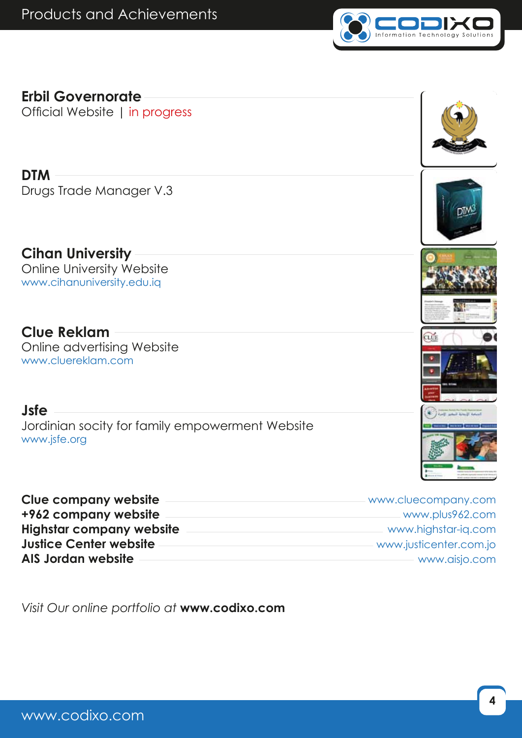# Products and Achievements

### Erbil Governorate
Official Website | in progress

### DTM
Drugs Trade Manager V.3

### Cihan University
Online University Website
www.cihanuniversity.edu.iq

### Clue Reklam
Online advertising Website
www.cluereklam.com

### Jsfe
Jordinian socity for family empowerment Website
www.jsfe.org

| | |
|---|---|
| **Clue company website** | www.cluecompany.com |
| **+962 company website** | www.plus962.com |
| **Highstar company website** | www.highstar-iq.com |
| **Justice Center website** | www.justicenter.com.jo |
| **AIS Jordan website** | www.aisjo.com |

*Visit Our online portfolio at* **www.codixo.com**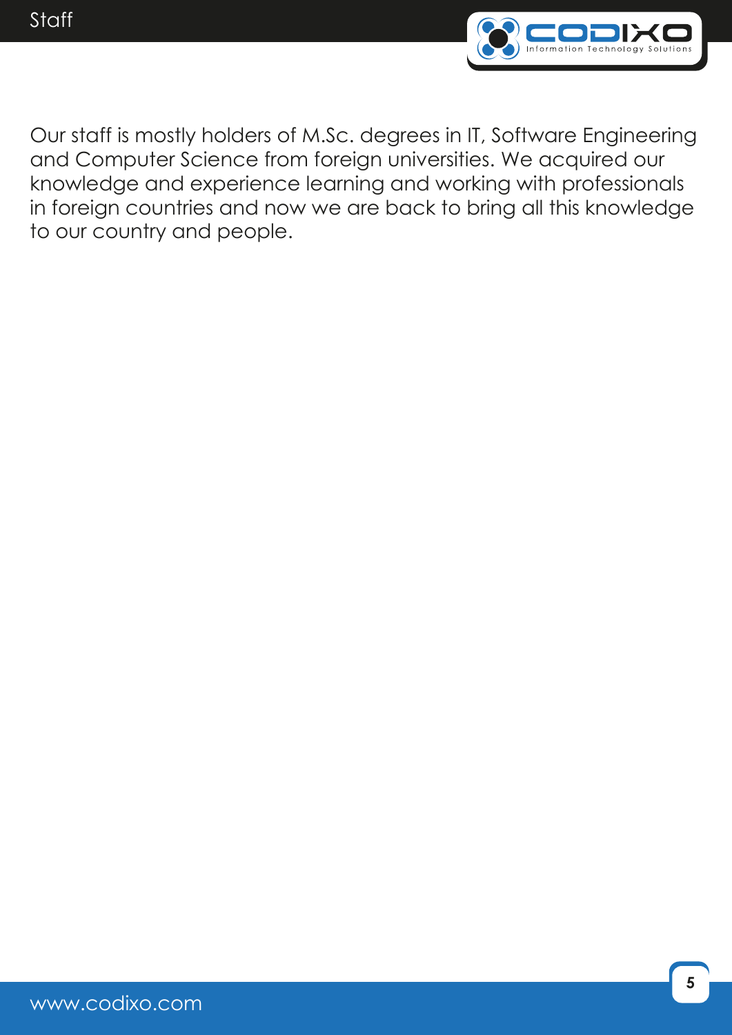# Staff

Our staff is mostly holders of M.Sc. degrees in IT, Software Engineering and Computer Science from foreign universities. We acquired our knowledge and experience learning and working with professionals in foreign countries and now we are back to bring all this knowledge to our country and people.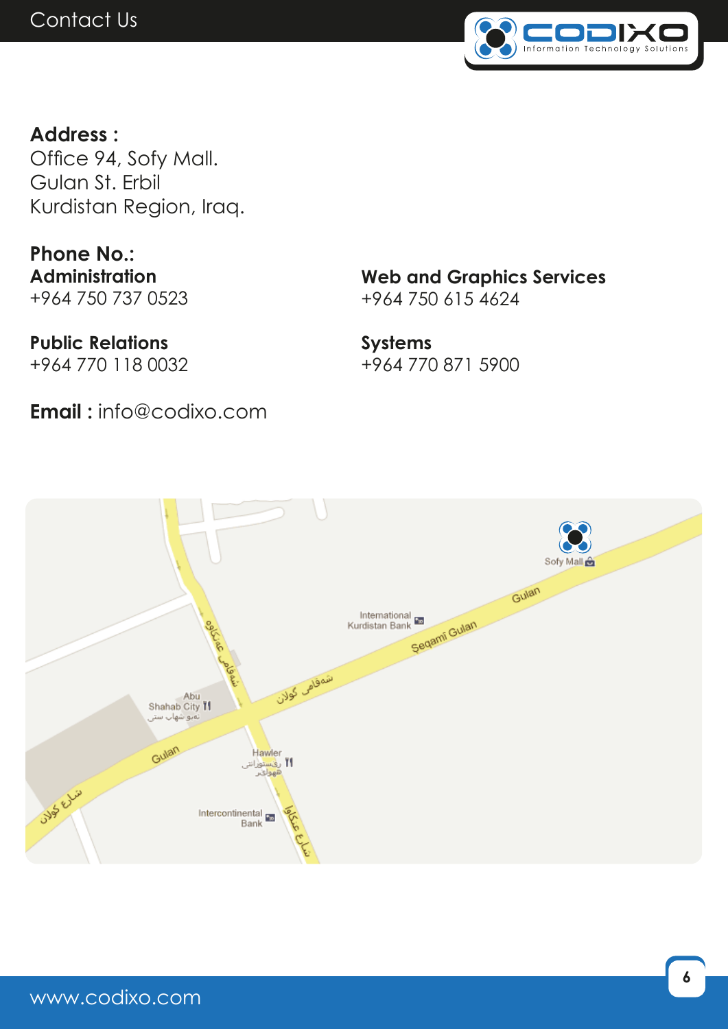# Contact Us

**Address :**
Office 94, Sofy Mall.
Gulan St. Erbil
Kurdistan Region, Iraq.

**Phone No.:**

**Administration**
+964 750 737 0523

**Public Relations**
+964 770 118 0032

**Web and Graphics Services**
+964 750 615 4624

**Systems**
+964 770 871 5900

**Email :** info@codixo.com

www.codixo.com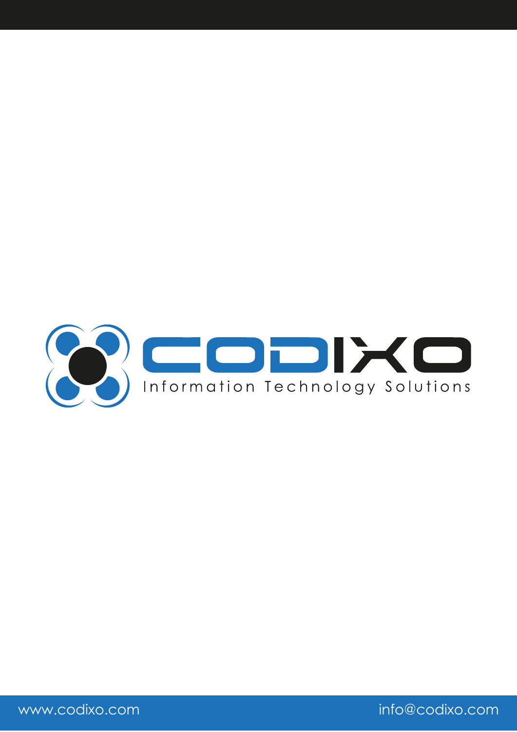CODIXO

Information Technology Solutions

www.codixo.com

info@codixo.com